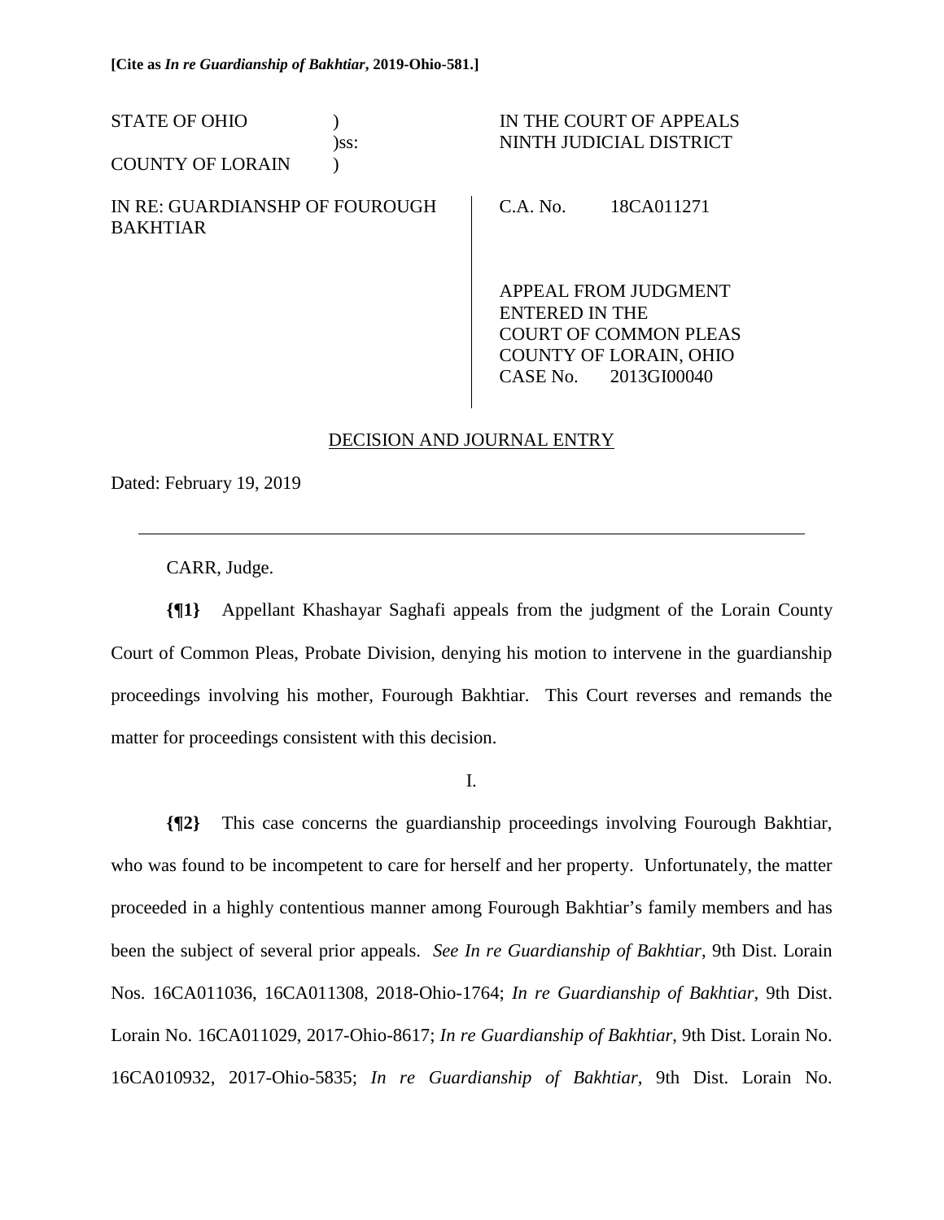**[Cite as *In re Guardianship of Bakhtiar*, 2019-Ohio-581.]**

| | | |
|---|---|---|
| STATE OF OHIO<br>COUNTY OF LORAIN | )<br>)ss:<br>) | IN THE COURT OF APPEALS<br>NINTH JUDICIAL DISTRICT |
| IN RE: GUARDIANSHP OF FOUROUGH BAKHTIAR | | C.A. No. 18CA011271<br><br>APPEAL FROM JUDGMENT ENTERED IN THE COURT OF COMMON PLEAS COUNTY OF LORAIN, OHIO CASE No. 2013GI00040 |

DECISION AND JOURNAL ENTRY

Dated: February 19, 2019

---

CARR, Judge.

**{¶1}** Appellant Khashayar Saghafi appeals from the judgment of the Lorain County Court of Common Pleas, Probate Division, denying his motion to intervene in the guardianship proceedings involving his mother, Fourough Bakhtiar. This Court reverses and remands the matter for proceedings consistent with this decision.

I.

**{¶2}** This case concerns the guardianship proceedings involving Fourough Bakhtiar, who was found to be incompetent to care for herself and her property. Unfortunately, the matter proceeded in a highly contentious manner among Fourough Bakhtiar's family members and has been the subject of several prior appeals. *See In re Guardianship of Bakhtiar*, 9th Dist. Lorain Nos. 16CA011036, 16CA011308, 2018-Ohio-1764; *In re Guardianship of Bakhtiar*, 9th Dist. Lorain No. 16CA011029, 2017-Ohio-8617; *In re Guardianship of Bakhtiar*, 9th Dist. Lorain No. 16CA010932, 2017-Ohio-5835; *In re Guardianship of Bakhtiar*, 9th Dist. Lorain No.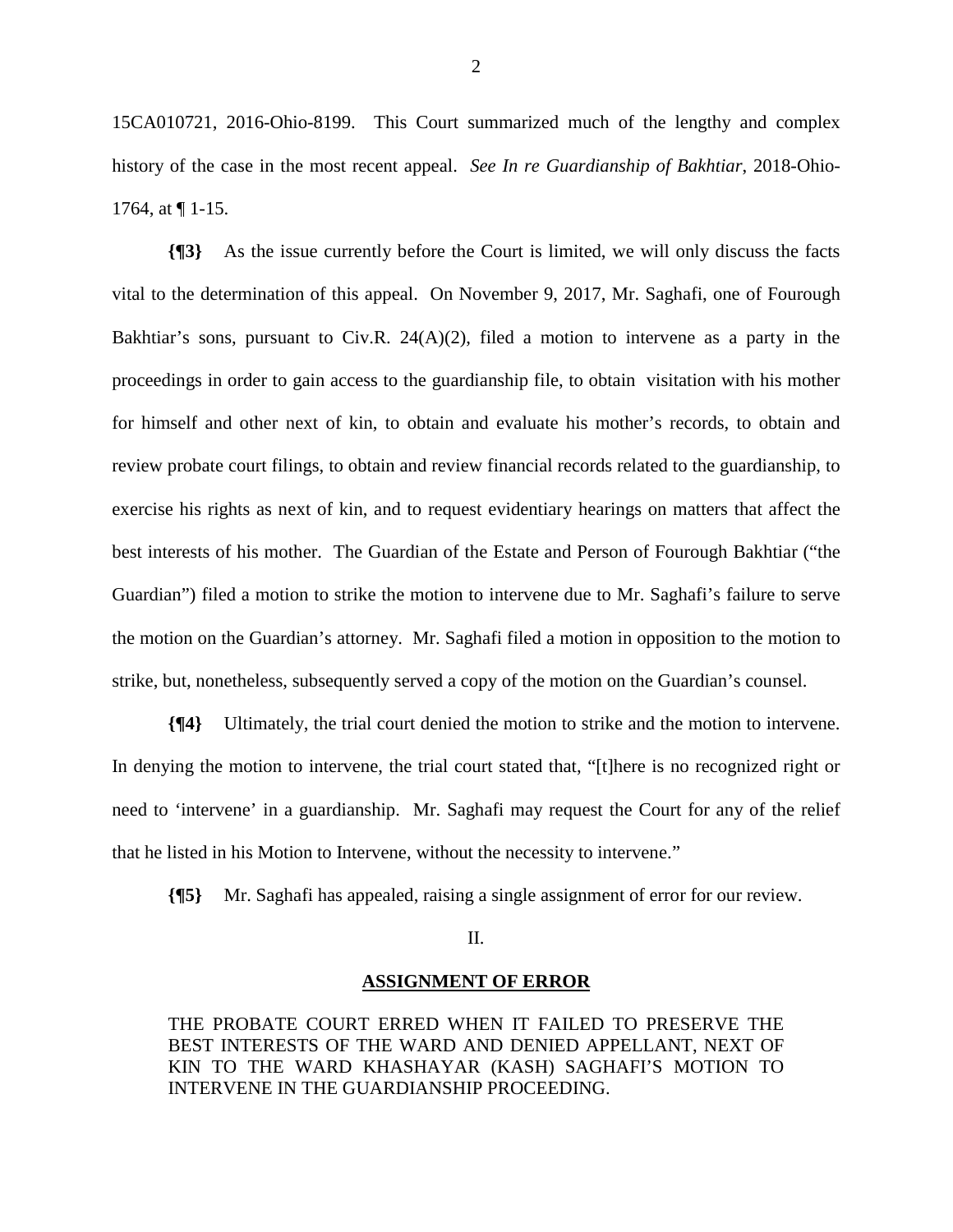15CA010721, 2016-Ohio-8199. This Court summarized much of the lengthy and complex history of the case in the most recent appeal. *See In re Guardianship of Bakhtiar*, 2018-Ohio-1764, at ¶ 1-15.

**{¶3}** As the issue currently before the Court is limited, we will only discuss the facts vital to the determination of this appeal. On November 9, 2017, Mr. Saghafi, one of Fourough Bakhtiar's sons, pursuant to Civ.R. 24(A)(2), filed a motion to intervene as a party in the proceedings in order to gain access to the guardianship file, to obtain visitation with his mother for himself and other next of kin, to obtain and evaluate his mother's records, to obtain and review probate court filings, to obtain and review financial records related to the guardianship, to exercise his rights as next of kin, and to request evidentiary hearings on matters that affect the best interests of his mother. The Guardian of the Estate and Person of Fourough Bakhtiar ("the Guardian") filed a motion to strike the motion to intervene due to Mr. Saghafi's failure to serve the motion on the Guardian's attorney. Mr. Saghafi filed a motion in opposition to the motion to strike, but, nonetheless, subsequently served a copy of the motion on the Guardian's counsel.

**{¶4}** Ultimately, the trial court denied the motion to strike and the motion to intervene. In denying the motion to intervene, the trial court stated that, "[t]here is no recognized right or need to 'intervene' in a guardianship. Mr. Saghafi may request the Court for any of the relief that he listed in his Motion to Intervene, without the necessity to intervene."

**{¶5}** Mr. Saghafi has appealed, raising a single assignment of error for our review.

II.

**ASSIGNMENT OF ERROR**

THE PROBATE COURT ERRED WHEN IT FAILED TO PRESERVE THE BEST INTERESTS OF THE WARD AND DENIED APPELLANT, NEXT OF KIN TO THE WARD KHASHAYAR (KASH) SAGHAFI'S MOTION TO INTERVENE IN THE GUARDIANSHIP PROCEEDING.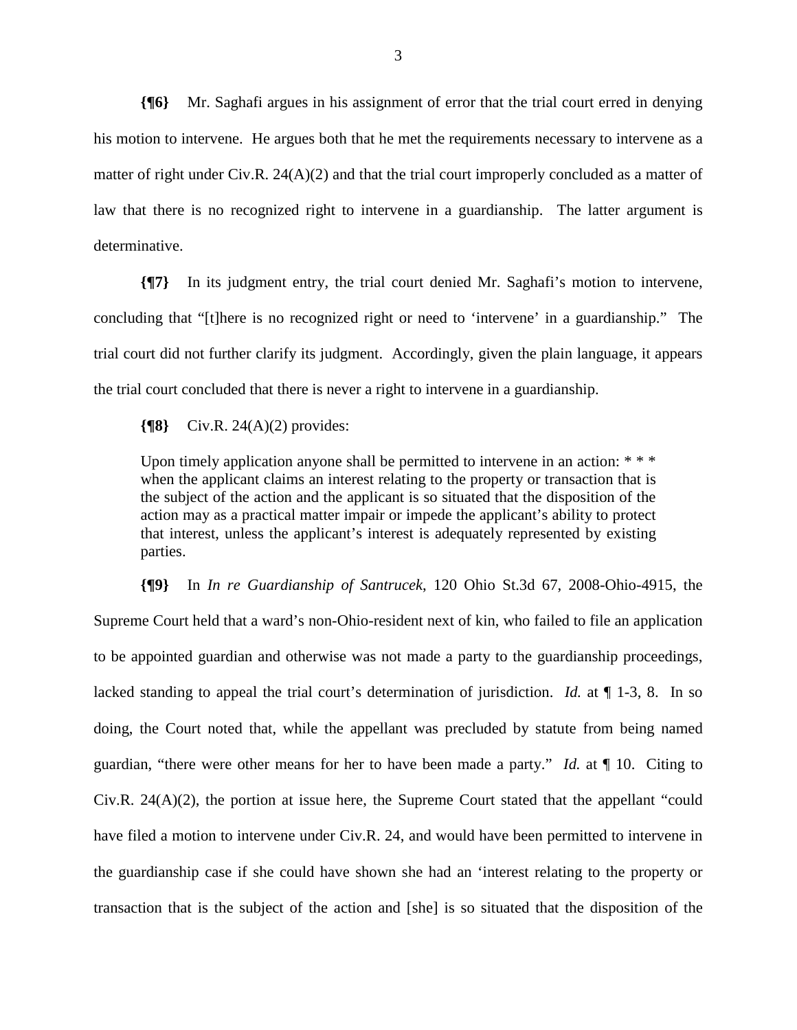**{¶6}** Mr. Saghafi argues in his assignment of error that the trial court erred in denying his motion to intervene. He argues both that he met the requirements necessary to intervene as a matter of right under Civ.R. 24(A)(2) and that the trial court improperly concluded as a matter of law that there is no recognized right to intervene in a guardianship. The latter argument is determinative.

**{¶7}** In its judgment entry, the trial court denied Mr. Saghafi's motion to intervene, concluding that "[t]here is no recognized right or need to 'intervene' in a guardianship." The trial court did not further clarify its judgment. Accordingly, given the plain language, it appears the trial court concluded that there is never a right to intervene in a guardianship.

**{¶8}** Civ.R. 24(A)(2) provides:

> Upon timely application anyone shall be permitted to intervene in an action: * * * when the applicant claims an interest relating to the property or transaction that is the subject of the action and the applicant is so situated that the disposition of the action may as a practical matter impair or impede the applicant's ability to protect that interest, unless the applicant's interest is adequately represented by existing parties.

**{¶9}** In *In re Guardianship of Santrucek*, 120 Ohio St.3d 67, 2008-Ohio-4915, the Supreme Court held that a ward's non-Ohio-resident next of kin, who failed to file an application to be appointed guardian and otherwise was not made a party to the guardianship proceedings, lacked standing to appeal the trial court's determination of jurisdiction. *Id.* at ¶ 1-3, 8. In so doing, the Court noted that, while the appellant was precluded by statute from being named guardian, "there were other means for her to have been made a party." *Id.* at ¶ 10. Citing to Civ.R. 24(A)(2), the portion at issue here, the Supreme Court stated that the appellant "could have filed a motion to intervene under Civ.R. 24, and would have been permitted to intervene in the guardianship case if she could have shown she had an 'interest relating to the property or transaction that is the subject of the action and [she] is so situated that the disposition of the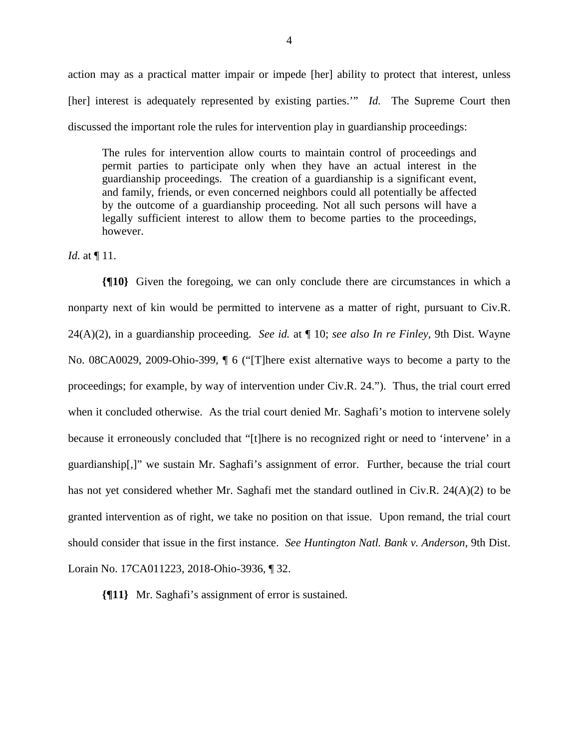action may as a practical matter impair or impede [her] ability to protect that interest, unless [her] interest is adequately represented by existing parties.'" *Id.* The Supreme Court then discussed the important role the rules for intervention play in guardianship proceedings:

> The rules for intervention allow courts to maintain control of proceedings and permit parties to participate only when they have an actual interest in the guardianship proceedings. The creation of a guardianship is a significant event, and family, friends, or even concerned neighbors could all potentially be affected by the outcome of a guardianship proceeding. Not all such persons will have a legally sufficient interest to allow them to become parties to the proceedings, however.

*Id.* at ¶ 11.

**{¶10}** Given the foregoing, we can only conclude there are circumstances in which a nonparty next of kin would be permitted to intervene as a matter of right, pursuant to Civ.R. 24(A)(2), in a guardianship proceeding. *See id.* at ¶ 10; *see also In re Finley*, 9th Dist. Wayne No. 08CA0029, 2009-Ohio-399, ¶ 6 ("[T]here exist alternative ways to become a party to the proceedings; for example, by way of intervention under Civ.R. 24."). Thus, the trial court erred when it concluded otherwise. As the trial court denied Mr. Saghafi's motion to intervene solely because it erroneously concluded that "[t]here is no recognized right or need to 'intervene' in a guardianship[,]" we sustain Mr. Saghafi's assignment of error. Further, because the trial court has not yet considered whether Mr. Saghafi met the standard outlined in Civ.R. 24(A)(2) to be granted intervention as of right, we take no position on that issue. Upon remand, the trial court should consider that issue in the first instance. *See Huntington Natl. Bank v. Anderson*, 9th Dist. Lorain No. 17CA011223, 2018-Ohio-3936, ¶ 32.

**{¶11}** Mr. Saghafi's assignment of error is sustained.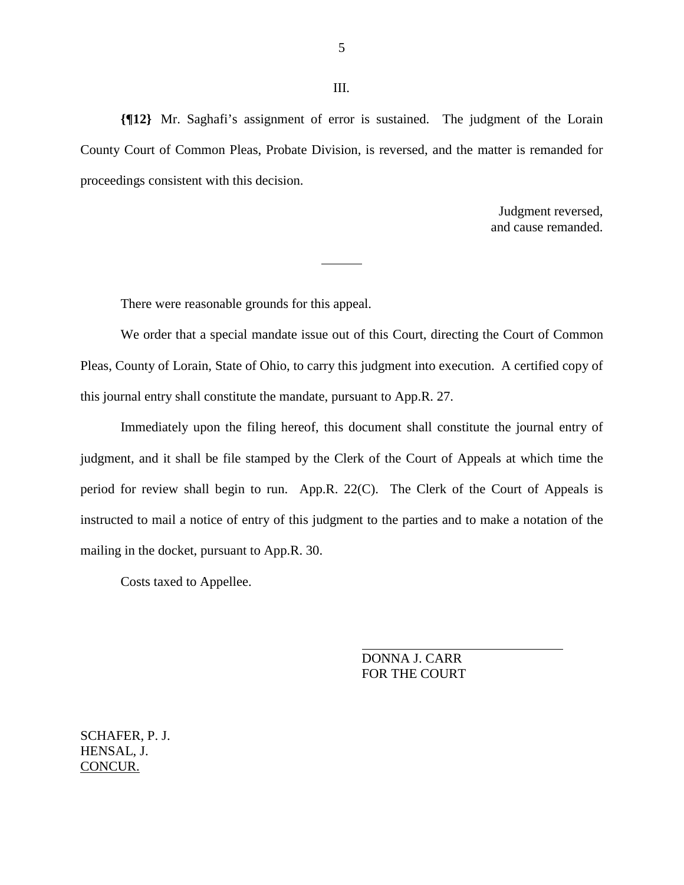III.

**{¶12}** Mr. Saghafi's assignment of error is sustained. The judgment of the Lorain County Court of Common Pleas, Probate Division, is reversed, and the matter is remanded for proceedings consistent with this decision.

Judgment reversed,
and cause remanded.

---

There were reasonable grounds for this appeal.

We order that a special mandate issue out of this Court, directing the Court of Common Pleas, County of Lorain, State of Ohio, to carry this judgment into execution. A certified copy of this journal entry shall constitute the mandate, pursuant to App.R. 27.

Immediately upon the filing hereof, this document shall constitute the journal entry of judgment, and it shall be file stamped by the Clerk of the Court of Appeals at which time the period for review shall begin to run. App.R. 22(C). The Clerk of the Court of Appeals is instructed to mail a notice of entry of this judgment to the parties and to make a notation of the mailing in the docket, pursuant to App.R. 30.

Costs taxed to Appellee.

DONNA J. CARR
FOR THE COURT

SCHAFER, P. J.
HENSAL, J.
CONCUR.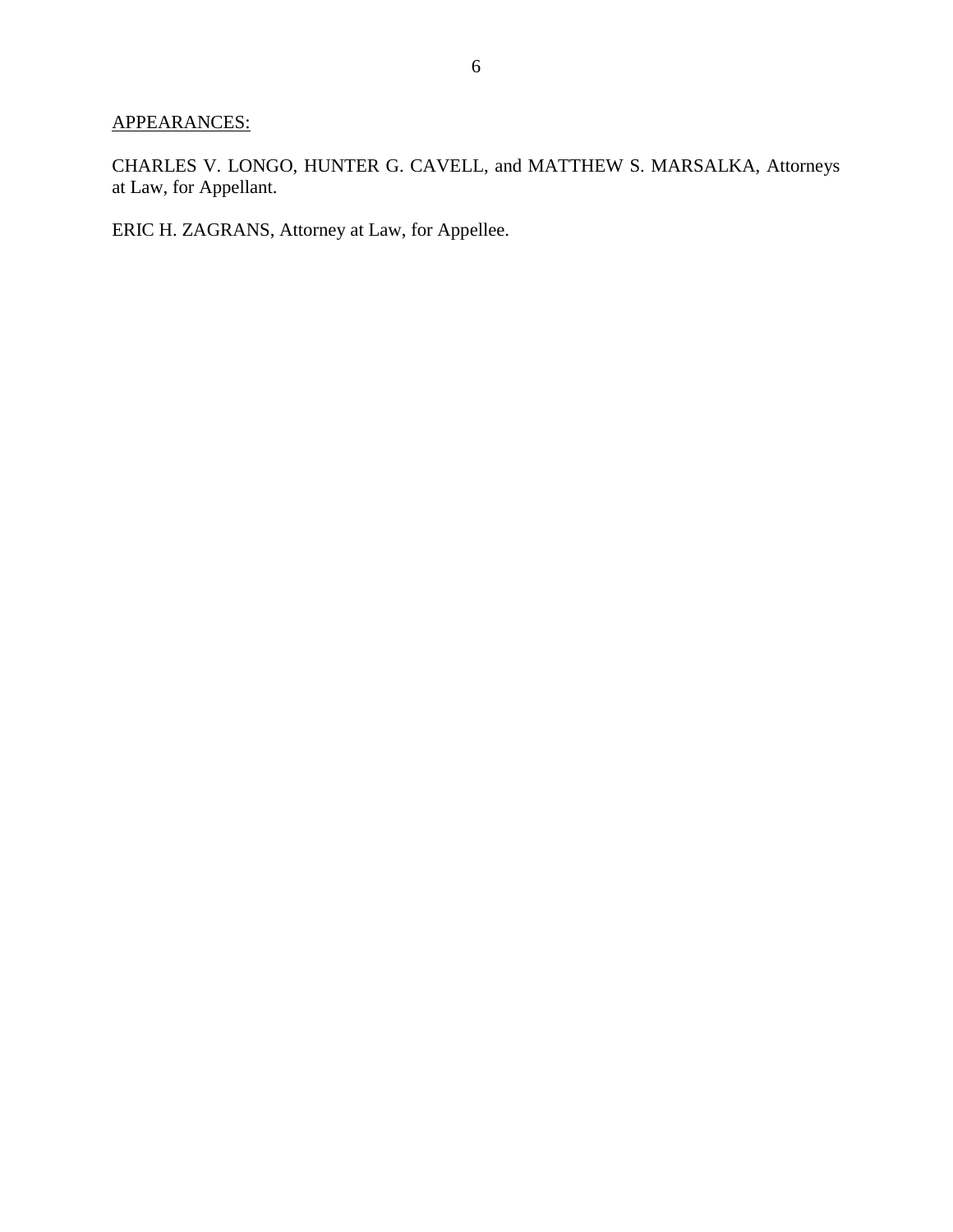APPEARANCES:

CHARLES V. LONGO, HUNTER G. CAVELL, and MATTHEW S. MARSALKA, Attorneys at Law, for Appellant.

ERIC H. ZAGRANS, Attorney at Law, for Appellee.